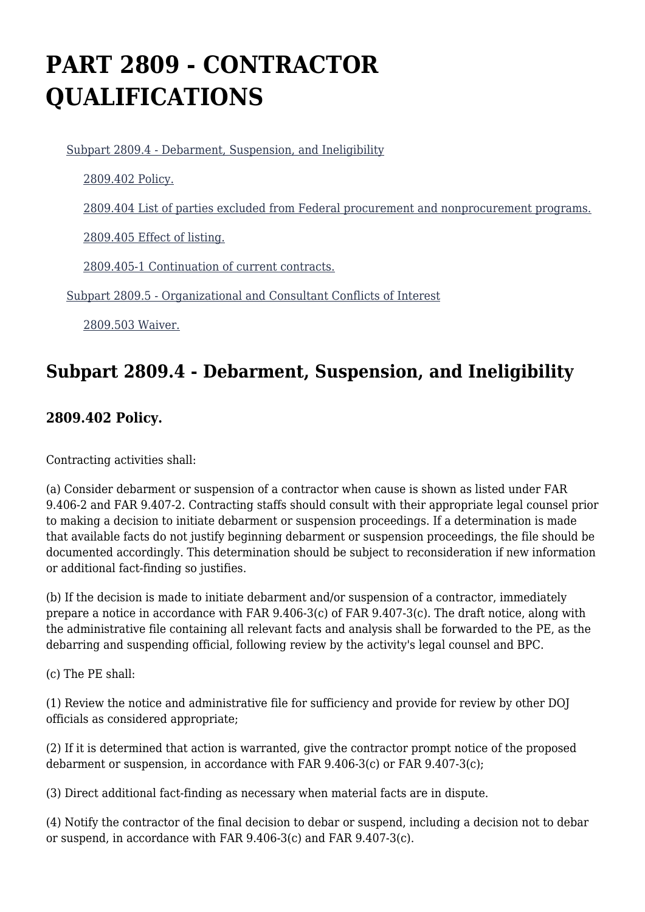# PART 2809 - CONTRACTOR QUALIFICATIONS

Subpart 2809.4 - Debarment, Suspension, and Ineligibility

2809.402 Policy.

2809.404 List of parties excluded from Federal procurement and nonprocurement programs.

2809.405 Effect of listing.

2809.405-1 Continuation of current contracts.

Subpart 2809.5 - Organizational and Consultant Conflicts of Interest

2809.503 Waiver.

## Subpart 2809.4 - Debarment, Suspension, and Ineligibility

### 2809.402 Policy.

Contracting activities shall:

(a) Consider debarment or suspension of a contractor when cause is shown as listed under FAR 9.406-2 and FAR 9.407-2. Contracting staffs should consult with their appropriate legal counsel prior to making a decision to initiate debarment or suspension proceedings. If a determination is made that available facts do not justify beginning debarment or suspension proceedings, the file should be documented accordingly. This determination should be subject to reconsideration if new information or additional fact-finding so justifies.

(b) If the decision is made to initiate debarment and/or suspension of a contractor, immediately prepare a notice in accordance with FAR 9.406-3(c) of FAR 9.407-3(c). The draft notice, along with the administrative file containing all relevant facts and analysis shall be forwarded to the PE, as the debarring and suspending official, following review by the activity's legal counsel and BPC.

(c) The PE shall:

(1) Review the notice and administrative file for sufficiency and provide for review by other DOJ officials as considered appropriate;

(2) If it is determined that action is warranted, give the contractor prompt notice of the proposed debarment or suspension, in accordance with FAR 9.406-3(c) or FAR 9.407-3(c);

(3) Direct additional fact-finding as necessary when material facts are in dispute.

(4) Notify the contractor of the final decision to debar or suspend, including a decision not to debar or suspend, in accordance with FAR 9.406-3(c) and FAR 9.407-3(c).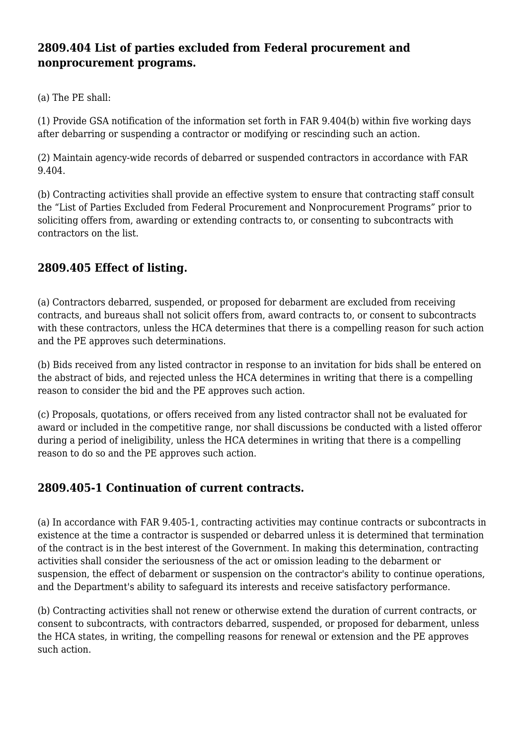## 2809.404 List of parties excluded from Federal procurement and nonprocurement programs.

(a) The PE shall:

(1) Provide GSA notification of the information set forth in FAR 9.404(b) within five working days after debarring or suspending a contractor or modifying or rescinding such an action.

(2) Maintain agency-wide records of debarred or suspended contractors in accordance with FAR 9.404.

(b) Contracting activities shall provide an effective system to ensure that contracting staff consult the “List of Parties Excluded from Federal Procurement and Nonprocurement Programs” prior to soliciting offers from, awarding or extending contracts to, or consenting to subcontracts with contractors on the list.

## 2809.405 Effect of listing.

(a) Contractors debarred, suspended, or proposed for debarment are excluded from receiving contracts, and bureaus shall not solicit offers from, award contracts to, or consent to subcontracts with these contractors, unless the HCA determines that there is a compelling reason for such action and the PE approves such determinations.

(b) Bids received from any listed contractor in response to an invitation for bids shall be entered on the abstract of bids, and rejected unless the HCA determines in writing that there is a compelling reason to consider the bid and the PE approves such action.

(c) Proposals, quotations, or offers received from any listed contractor shall not be evaluated for award or included in the competitive range, nor shall discussions be conducted with a listed offeror during a period of ineligibility, unless the HCA determines in writing that there is a compelling reason to do so and the PE approves such action.

## 2809.405-1 Continuation of current contracts.

(a) In accordance with FAR 9.405-1, contracting activities may continue contracts or subcontracts in existence at the time a contractor is suspended or debarred unless it is determined that termination of the contract is in the best interest of the Government. In making this determination, contracting activities shall consider the seriousness of the act or omission leading to the debarment or suspension, the effect of debarment or suspension on the contractor's ability to continue operations, and the Department's ability to safeguard its interests and receive satisfactory performance.

(b) Contracting activities shall not renew or otherwise extend the duration of current contracts, or consent to subcontracts, with contractors debarred, suspended, or proposed for debarment, unless the HCA states, in writing, the compelling reasons for renewal or extension and the PE approves such action.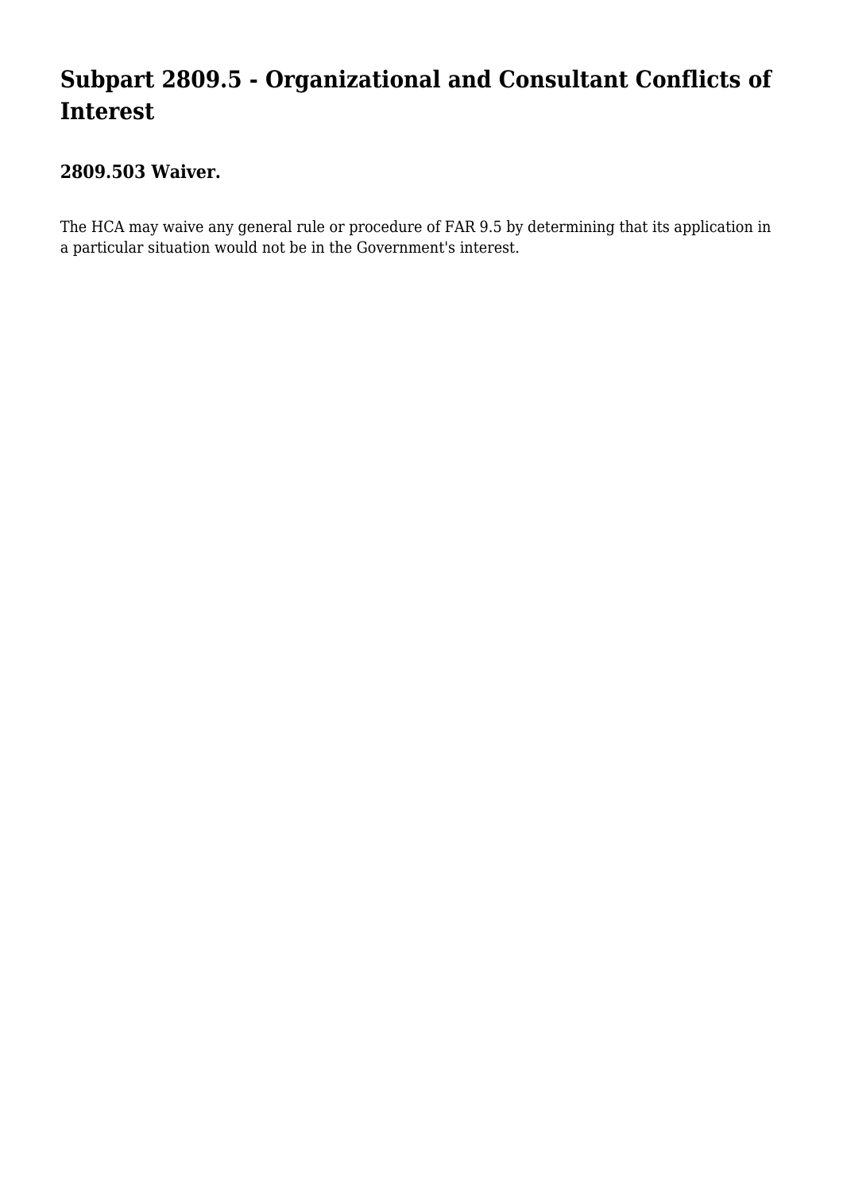## Subpart 2809.5 - Organizational and Consultant Conflicts of Interest

### 2809.503 Waiver.

The HCA may waive any general rule or procedure of FAR 9.5 by determining that its application in a particular situation would not be in the Government's interest.